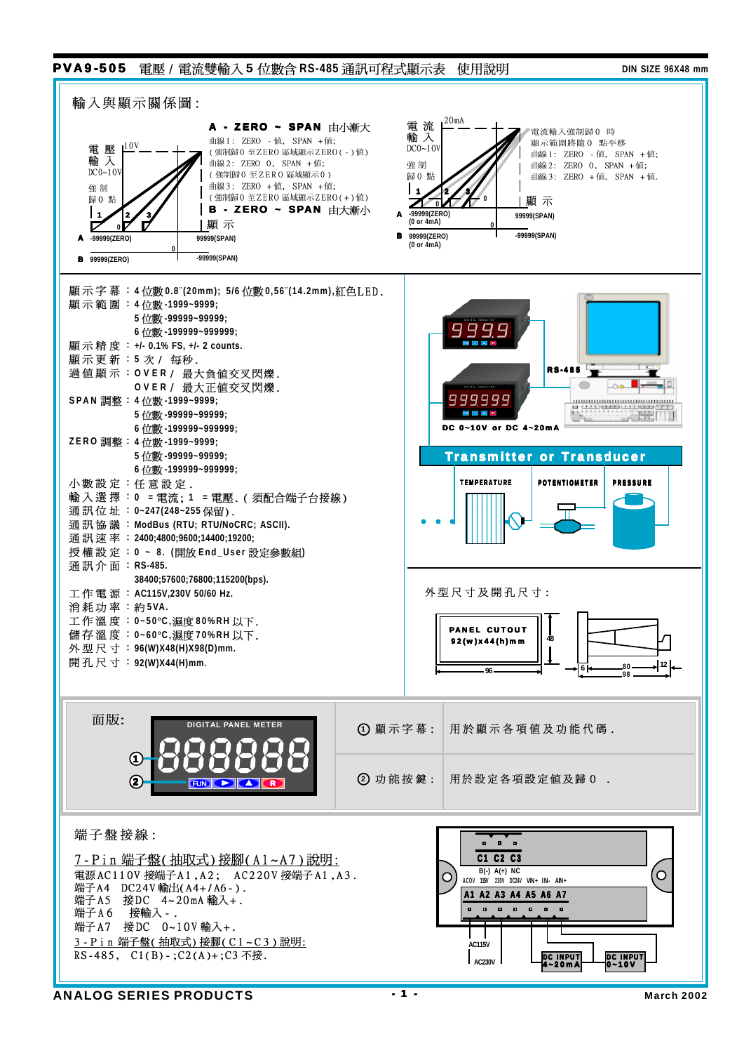# PVA9-505 電壓 / 電流雙輸入 5 位數含 RS-485 通訊可程式顯示表 使用說明

DIN SIZE 96X48 mm

## 輸入與顯示關係圖：

電壓輸入 DC0~10V　10V　強制歸0點

**A - ZERO ~ SPAN** 由小漸大
曲線1：ZERO －值，SPAN ＋值；
（強制歸0 至ZERO 區域顯示ZERO(－)值）
曲線2：ZERO 0，SPAN ＋值；
（強制歸0 至ZERO 區域顯示0）
曲線3：ZERO ＋值，SPAN ＋值；
（強制歸0 至ZERO 區域顯示ZERO(＋)值）
**B - ZERO ~ SPAN** 由大漸小
顯示

A -99999(ZERO)　99999(SPAN)
B 99999(ZERO)　-99999(SPAN)

電流輸入 DC0~10V　20mA　強制歸0點

電流輸入強制歸0 時
顯示範圍將隨0 點平移
曲線1：ZERO －值，SPAN ＋值；
曲線2：ZERO 0，SPAN ＋值；
曲線3：ZERO ＋值，SPAN ＋值。
顯示

A -99999(ZERO) (0 or 4mA)　99999(SPAN)
B 99999(ZERO) (0 or 4mA)　-99999(SPAN)

顯示字幕：4 位數0.8"(20mm); 5/6 位數0,56"(14.2mm),紅色LED.
顯示範圍：4 位數-1999~9999;
5 位數-99999~99999;
6 位數-199999~999999;
顯示精度：+/- 0.1% FS, +/- 2 counts.
顯示更新：5 次 / 每秒.
過值顯示：OVER / 最大負值交叉閃爍.
OVER / 最大正值交叉閃爍.
SPAN 調整：4 位數-1999~9999;
5 位數-99999~99999;
6 位數-199999~999999;
ZERO 調整：4 位數-1999~9999;
5 位數-99999~99999;
6 位數-199999~999999;
小數設定：任意設定.
輸入選擇：0 = 電流; 1 = 電壓.(須配合端子台接線)
通訊位址：0~247(248~255 保留).
通訊協議：ModBus (RTU; RTU/NoCRC; ASCII).
通訊速率：2400;4800;9600;14400;19200;
38400;57600;76800;115200(bps).
授權設定：0 ~ 8. (開放End_User 設定參數組)
通訊介面：RS-485.
工作電源：AC115V,230V 50/60 Hz.
消耗功率：約5VA.
工作溫度：0~50°C,濕度80%RH 以下.
儲存溫度：0~60°C,濕度70%RH 以下.
外型尺寸：96(W)X48(H)X98(D)mm.
開孔尺寸：92(W)X44(H)mm.

RS-485　DC 0~10V or DC 4~20mA

**Transmitter or Transducer**
TEMPERATURE　POTENTIOMETER　PRESSURE

外型尺寸及開孔尺寸：

PANEL CUTOUT 92(w)x44(h)mm
96　48　6　80　98　12

## 面版:

DIGITAL PANEL METER
FUN ▶ ▲ R

| | |
|---|---|
| ① 顯示字幕： | 用於顯示各項值及功能代碼. |
| ② 功能按鍵： | 用於設定各項設定值及歸0 . |

## 端子盤接線：

7-Pin 端子盤(抽取式)接腳(A1~A7)說明:
電源AC110V 接端子A1,A2; AC220V 接端子A1,A3.
端子A4 DC24V 輸出(A4+/A6-).
端子A5 接DC 4~20mA 輸入+.
端子A6 接輸入-.
端子A7 接DC 0~10V 輸入+.
3-Pin 端子盤(抽取式)接腳(C1~C3)說明:
RS-485, C1(B)-;C2(A)+;C3 不接.

C1 C2 C3
B(-) A(+) NC
AC0V 115V 230V DC24V VIN+ IN- AIN+
A1 A2 A3 A4 A5 A6 A7
AC115V　AC230V　DC INPUT 4~20mA　DC INPUT 0~10V

ANALOG SERIES PRODUCTS　March 2002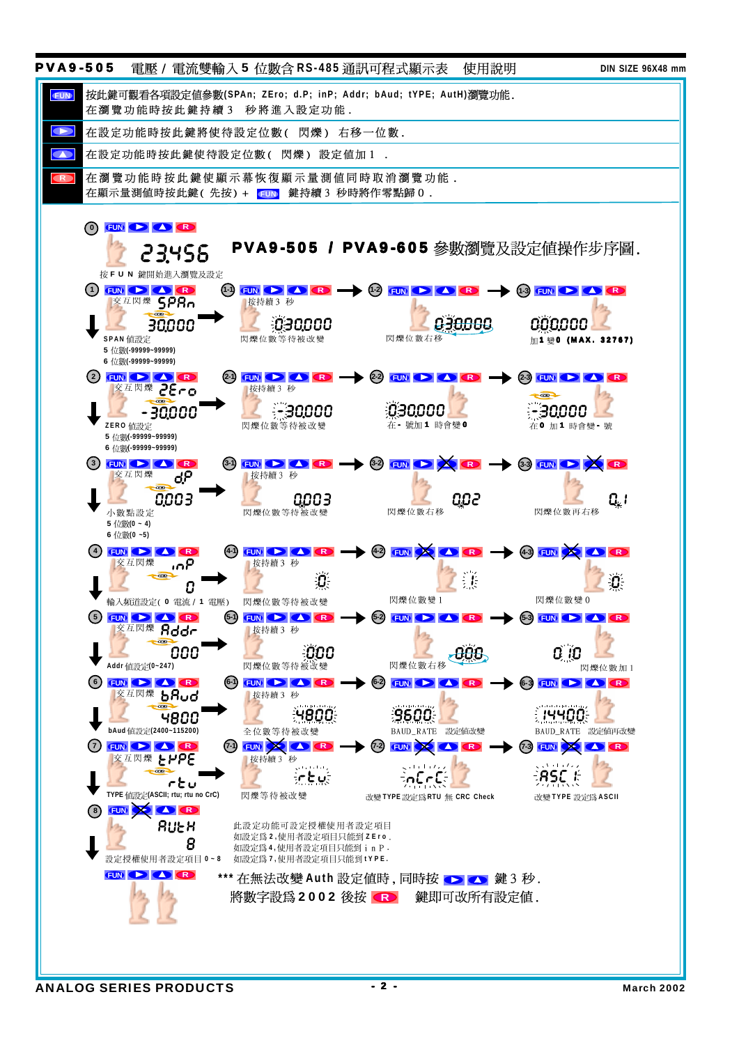# PVA9-505 電壓 / 電流雙輸入 5 位數含 RS-485 通訊可程式顯示表 使用說明

DIN SIZE 96X48 mm

| 按鍵 | 說明 |
|---|---|
| FUN | 按此鍵可觀看各項設定值參數(SPAn; ZEro; d.P; inP; Addr; bAud; tYPE; AutH)瀏覽功能．<br>在瀏覽功能時按此鍵持續 3 秒將進入設定功能． |
| ▶ | 在設定功能時按此鍵將使待設定位數( 閃爍) 右移一位數． |
| ▲ | 在設定功能時按此鍵使待設定位數( 閃爍) 設定值加 1 ． |
| R | 在瀏覽功能時按此鍵使顯示幕恢復顯示量測值同時取消瀏覽功能．<br>在顯示量測值時按此鍵( 先按) + FUN 鍵持續 3 秒時將作零點歸 0 ． |

## PVA9-505 / PVA9-605 參數瀏覽及設定值操作步序圖.

0. 23.456 — 按 F U N 鍵開始進入瀏覽及設定

1. 交互閃爍 SPAn / 30.000 — SPAN 值設定；5 位數(-99999~99999)；6 位數(-99999~99999)
   - 1-1 按持續 3 秒：030.000 閃爍位數等待被改變
   - 1-2 030.000 閃爍位數右移
   - 1-3 000.000 加 1 變 0 (MAX. 32767)

2. 交互閃爍 ZEro / -30.000 — ZERO 值設定；5 位數(-99999~99999)；6 位數(-99999~99999)
   - 2-1 按持續 3 秒：-30.000 閃爍位數等待被改變
   - 2-2 030.000 在 - 號加 1 時會變 0
   - 2-3 -30.000 在 0 加 1 時會變 - 號

3. 交互閃爍 dP / 0.003 — 小數點設定；5 位數(0 ~ 4)；6 位數(0 ~5)
   - 3-1 按持續 3 秒：0.003 閃爍位數等待被改變
   - 3-2 0.02 閃爍位數右移
   - 3-3 0.1 閃爍位數再右移

4. 交互閃爍 inP / 0 — 輸入頻道設定( 0 電流 / 1 電壓)
   - 4-1 按持續 3 秒：0 閃爍位數等待被改變
   - 4-2 1 閃爍位數變 1
   - 4-3 0 閃爍位數變 0

5. 交互閃爍 Addr / 000 — Addr 值設定(0~247)
   - 5-1 按持續 3 秒：000 閃爍位數等待被改變
   - 5-2 000 閃爍位數右移
   - 5-3 010 閃爍位數加 1

6. 交互閃爍 bAud / 4800 — bAud 值設定(2400~115200)
   - 6-1 按持續 3 秒：4800 全位數等待被改變
   - 6-2 9600 BAUD_RATE 設定值改變
   - 6-3 14400 BAUD_RATE 設定值再改變

7. 交互閃爍 tYPE / rtu — TYPE 值設定(ASCII; rtu; rtu no CrC)
   - 7-1 按持續 3 秒：rtu 閃爍等待被改變
   - 7-2 nCrC 改變 TYPE 設定爲 RTU 無 CRC Check
   - 7-3 ASC II 改變 TYPE 設定爲 ASCII

8. AutH / 8 — 設定授權使用者設定項目 0 ~ 8

此設定功能可設定授權使用者設定項目
如設定爲 2，使用者設定項目只能到 Z E r o .
如設定爲 4，使用者設定項目只能到 i n P .
如設定爲 7，使用者設定項目只能到 t Y P E .

*** 在無法改變 Auth 設定值時，同時按 ▶ ▲ 鍵 3 秒．
將數字設爲 2 0 0 2 後按 R 鍵即可改所有設定值．

ANALOG SERIES PRODUCTS — March 2002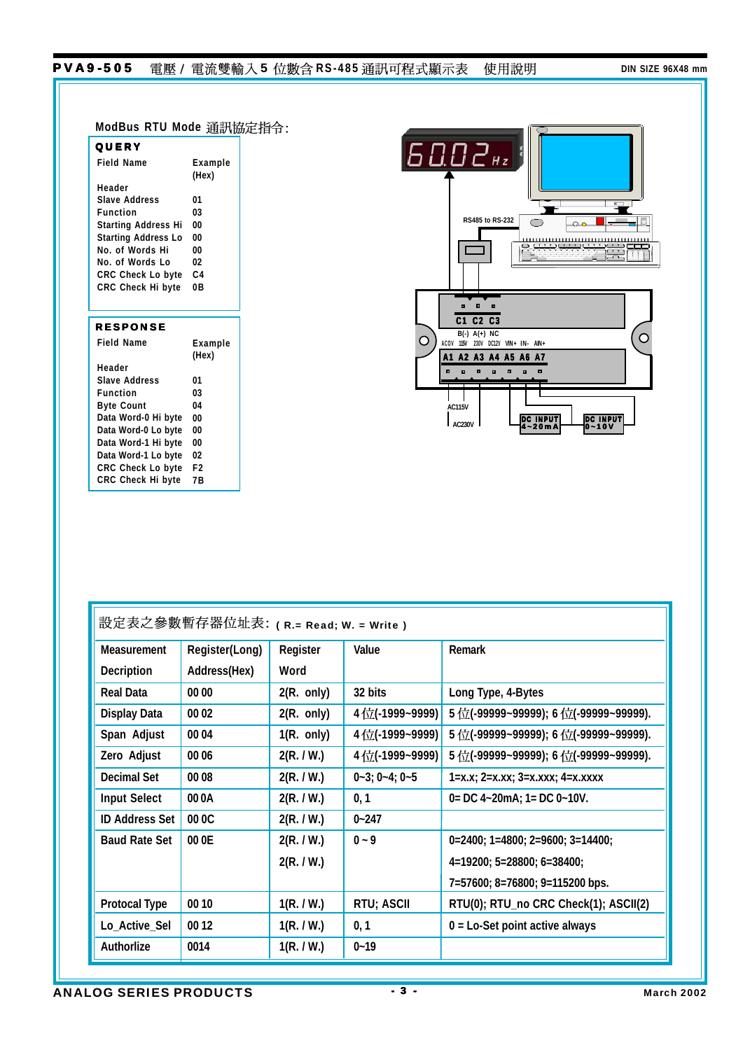ModBus RTU Mode 通訊協定指令:

**QUERY**

| Field Name | Example (Hex) |
|---|---|
| Header | |
| Slave Address | 01 |
| Function | 03 |
| Starting Address Hi | 00 |
| Starting Address Lo | 00 |
| No. of Words Hi | 00 |
| No. of Words Lo | 02 |
| CRC Check Lo byte | C4 |
| CRC Check Hi byte | 0B |

**RESPONSE**

| Field Name | Example (Hex) |
|---|---|
| Header | |
| Slave Address | 01 |
| Function | 03 |
| Byte Count | 04 |
| Data Word-0 Hi byte | 00 |
| Data Word-0 Lo byte | 00 |
| Data Word-1 Hi byte | 00 |
| Data Word-1 Lo byte | 02 |
| CRC Check Lo byte | F2 |
| CRC Check Hi byte | 7B |

60.02 Hz

RS485 to RS-232

C1 C2 C3

B(-) A(+) NC

AC0V 115V 230V DC12V VIN+ IN- AIN+

A1 A2 A3 A4 A5 A6 A7

AC115V

AC230V

DC INPUT 4~20mA

DC INPUT 0~10V

設定表之參數暫存器位址表: ( R.= Read; W. = Write )

| Measurement Decription | Register(Long) Address(Hex) | Register Word | Value | Remark |
|---|---|---|---|---|
| Real Data | 00 00 | 2(R. only) | 32 bits | Long Type, 4-Bytes |
| Display Data | 00 02 | 2(R. only) | 4 位(-1999~9999) | 5 位(-99999~99999); 6 位(-99999~99999). |
| Span Adjust | 00 04 | 1(R. only) | 4 位(-1999~9999) | 5 位(-99999~99999); 6 位(-99999~99999). |
| Zero Adjust | 00 06 | 2(R. / W.) | 4 位(-1999~9999) | 5 位(-99999~99999); 6 位(-99999~99999). |
| Decimal Set | 00 08 | 2(R. / W.) | 0~3; 0~4; 0~5 | 1=x.x; 2=x.xx; 3=x.xxx; 4=x.xxxx |
| Input Select | 00 0A | 2(R. / W.) | 0, 1 | 0= DC 4~20mA; 1= DC 0~10V. |
| ID Address Set | 00 0C | 2(R. / W.) | 0~247 | |
| Baud Rate Set | 00 0E | 2(R. / W.)<br>2(R. / W.) | 0 ~ 9 | 0=2400; 1=4800; 2=9600; 3=14400;<br>4=19200; 5=28800; 6=38400;<br>7=57600; 8=76800; 9=115200 bps. |
| Protocal Type | 00 10 | 1(R. / W.) | RTU; ASCII | RTU(0); RTU_no CRC Check(1); ASCII(2) |
| Lo_Active_Sel | 00 12 | 1(R. / W.) | 0, 1 | 0 = Lo-Set point active always |
| Authorlize | 0014 | 1(R. / W.) | 0~19 | |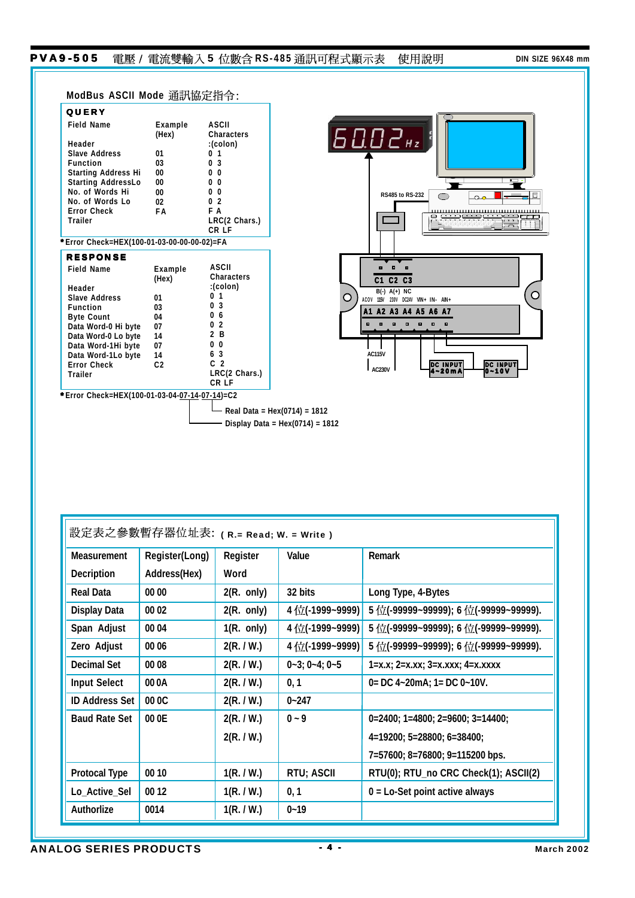ModBus ASCII Mode 通訊協定指令:

**QUERY**

| Field Name | Example (Hex) | ASCII Characters |
|---|---|---|
| Header | | :(colon) |
| Slave Address | 01 | 0 1 |
| Function | 03 | 0 3 |
| Starting Address Hi | 00 | 0 0 |
| Starting AddressLo | 00 | 0 0 |
| No. of Words Hi | 00 | 0 0 |
| No. of Words Lo | 02 | 0 2 |
| Error Check | FA | F A |
| Trailer | | LRC(2 Chars.) CR LF |

*Error Check=HEX(100-01-03-00-00-00-02)=FA

**RESPONSE**

| Field Name | Example (Hex) | ASCII Characters |
|---|---|---|
| Header | | :(colon) |
| Slave Address | 01 | 0 1 |
| Function | 03 | 0 3 |
| Byte Count | 04 | 0 6 |
| Data Word-0 Hi byte | 07 | 0 2 |
| Data Word-0 Lo byte | 14 | 2 B |
| Data Word-1Hi byte | 07 | 0 0 |
| Data Word-1Lo byte | 14 | 6 3 |
| Error Check | C2 | C 2 |
| Trailer | | LRC(2 Chars.) CR LF |

*Error Check=HEX(100-01-03-04-07-14-07-14)=C2

Real Data = Hex(0714) = 1812

Display Data = Hex(0714) = 1812

60.02 Hz

RS485 to RS-232

C1 C2 C3

B(-) A(+) NC

ACOV 115V 230V DC24V VIN+ IN- AIN+

A1 A2 A3 A4 A5 A6 A7

AC115V

AC230V

DC INPUT 4~20mA

DC INPUT 0~10V

設定表之參數暫存器位址表: **( R.= Read; W. = Write )**

| Measurement Decription | Register(Long) Address(Hex) | Register Word | Value | Remark |
|---|---|---|---|---|
| Real Data | 00 00 | 2(R. only) | 32 bits | Long Type, 4-Bytes |
| Display Data | 00 02 | 2(R. only) | 4 位(-1999~9999) | 5 位(-99999~99999); 6 位(-99999~99999). |
| Span Adjust | 00 04 | 1(R. only) | 4 位(-1999~9999) | 5 位(-99999~99999); 6 位(-99999~99999). |
| Zero Adjust | 00 06 | 2(R. / W.) | 4 位(-1999~9999) | 5 位(-99999~99999); 6 位(-99999~99999). |
| Decimal Set | 00 08 | 2(R. / W.) | 0~3; 0~4; 0~5 | 1=x.x; 2=x.xx; 3=x.xxx; 4=x.xxxx |
| Input Select | 00 0A | 2(R. / W.) | 0, 1 | 0= DC 4~20mA; 1= DC 0~10V. |
| ID Address Set | 00 0C | 2(R. / W.) | 0~247 | |
| Baud Rate Set | 00 0E | 2(R. / W.) 2(R. / W.) | 0 ~ 9 | 0=2400; 1=4800; 2=9600; 3=14400; 4=19200; 5=28800; 6=38400; 7=57600; 8=76800; 9=115200 bps. |
| Protocal Type | 00 10 | 1(R. / W.) | RTU; ASCII | RTU(0); RTU_no CRC Check(1); ASCII(2) |
| Lo_Active_Sel | 00 12 | 1(R. / W.) | 0, 1 | 0 = Lo-Set point active always |
| Authorize | 0014 | 1(R. / W.) | 0~19 | |